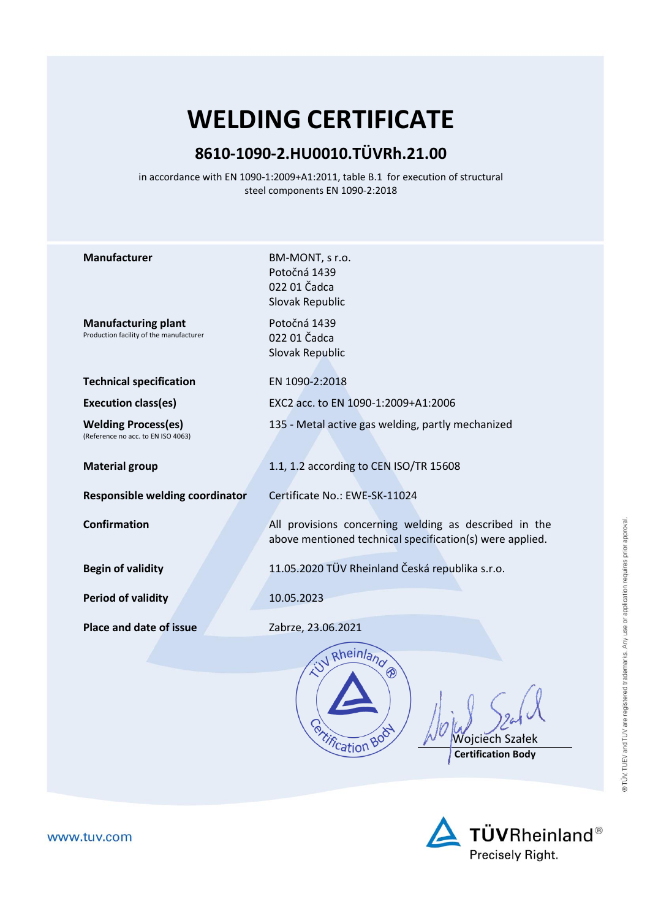# WELDING CERTIFICATE

## 8610-1090-2.HU0010.TÜVRh.21.00

in accordance with EN 1090-1:2009+A1:2011, table B.1 for execution of structural steel components EN 1090-2:2018

| | |
|---|---|
| **Manufacturer** | BM-MONT, s r.o.<br>Potočná 1439<br>022 01 Čadca<br>Slovak Republic |
| **Manufacturing plant**<br>Production facility of the manufacturer | Potočná 1439<br>022 01 Čadca<br>Slovak Republic |
| **Technical specification** | EN 1090-2:2018 |
| **Execution class(es)** | EXC2 acc. to EN 1090-1:2009+A1:2006 |
| **Welding Process(es)**<br>(Reference no acc. to EN ISO 4063) | 135 - Metal active gas welding, partly mechanized |
| **Material group** | 1.1, 1.2 according to CEN ISO/TR 15608 |
| **Responsible welding coordinator** | Certificate No.: EWE-SK-11024 |
| **Confirmation** | All provisions concerning welding as described in the above mentioned technical specification(s) were applied. |
| **Begin of validity** | 11.05.2020 TÜV Rheinland Česká republika s.r.o. |
| **Period of validity** | 10.05.2023 |
| **Place and date of issue** | Zabrze, 23.06.2021 |

TÜV Rheinland® Certification Body

Wojciech Szałek
**Certification Body**

www.tuv.com

TÜVRheinland®
Precisely Right.

® TÜV, TUEV and TUV are registered trademarks. Any use or application requires prior approval.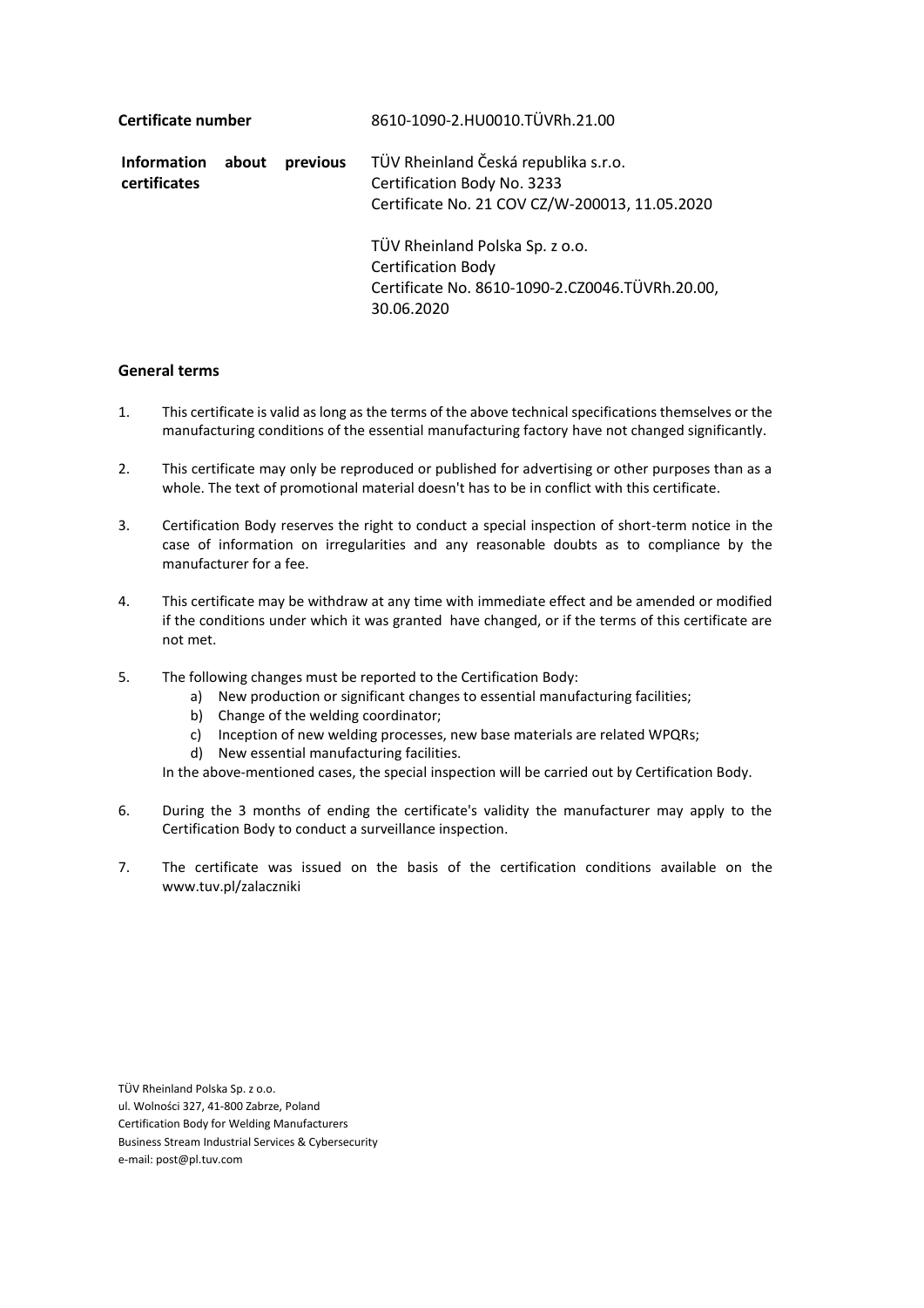| | |
|---|---|
| **Certificate number** | 8610-1090-2.HU0010.TÜVRh.21.00 |
| **Information about previous certificates** | TÜV Rheinland Česká republika s.r.o.<br>Certification Body No. 3233<br>Certificate No. 21 COV CZ/W-200013, 11.05.2020<br><br>TÜV Rheinland Polska Sp. z o.o.<br>Certification Body<br>Certificate No. 8610-1090-2.CZ0046.TÜVRh.20.00, 30.06.2020 |

**General terms**

1. This certificate is valid as long as the terms of the above technical specifications themselves or the manufacturing conditions of the essential manufacturing factory have not changed significantly.

2. This certificate may only be reproduced or published for advertising or other purposes than as a whole. The text of promotional material doesn't has to be in conflict with this certificate.

3. Certification Body reserves the right to conduct a special inspection of short-term notice in the case of information on irregularities and any reasonable doubts as to compliance by the manufacturer for a fee.

4. This certificate may be withdraw at any time with immediate effect and be amended or modified if the conditions under which it was granted have changed, or if the terms of this certificate are not met.

5. The following changes must be reported to the Certification Body:
   a) New production or significant changes to essential manufacturing facilities;
   b) Change of the welding coordinator;
   c) Inception of new welding processes, new base materials are related WPQRs;
   d) New essential manufacturing facilities.

   In the above-mentioned cases, the special inspection will be carried out by Certification Body.

6. During the 3 months of ending the certificate's validity the manufacturer may apply to the Certification Body to conduct a surveillance inspection.

7. The certificate was issued on the basis of the certification conditions available on the www.tuv.pl/zalaczniki

TÜV Rheinland Polska Sp. z o.o.
ul. Wolności 327, 41-800 Zabrze, Poland
Certification Body for Welding Manufacturers
Business Stream Industrial Services & Cybersecurity
e-mail: post@pl.tuv.com